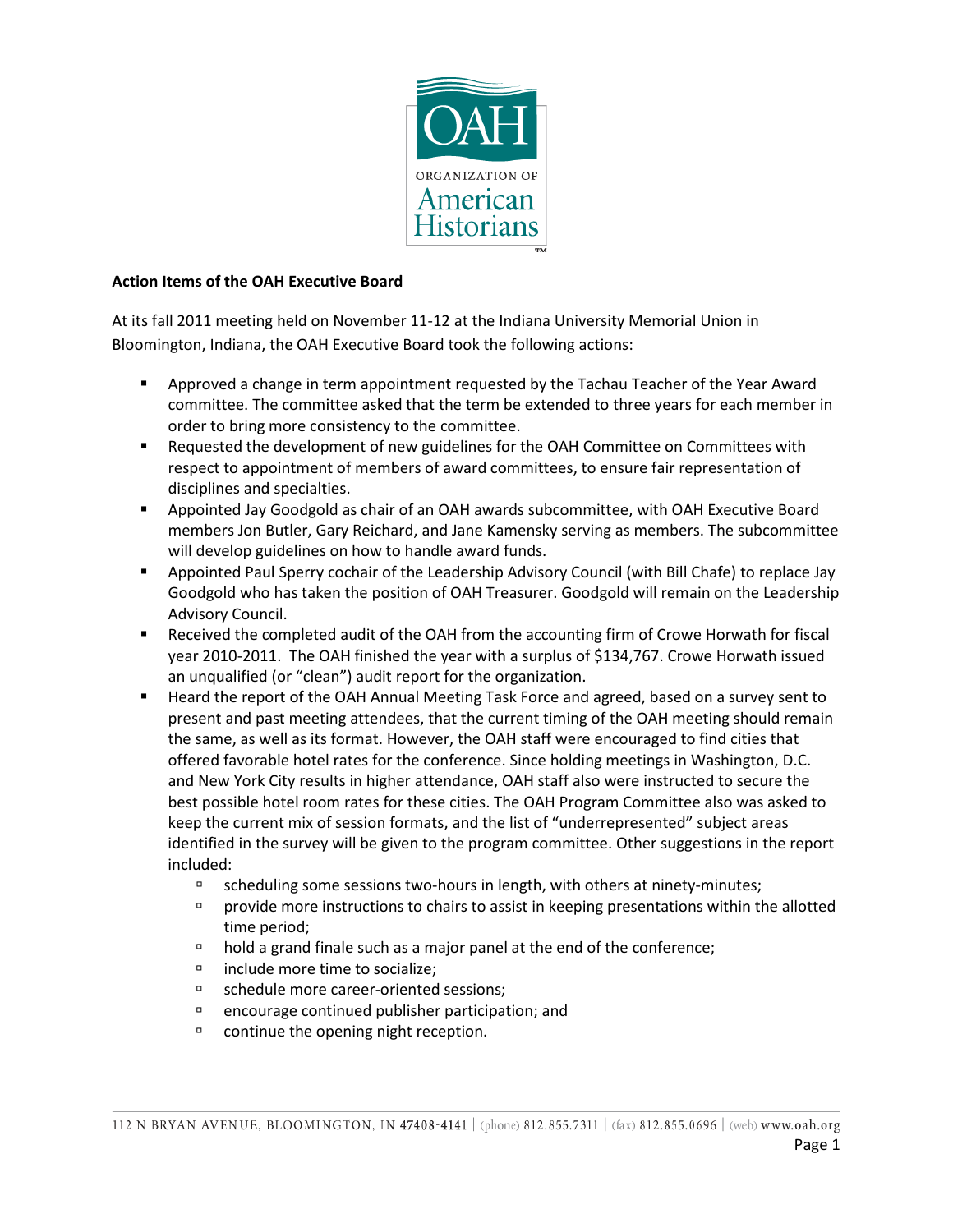**Action Items of the OAH Executive Board**

At its fall 2011 meeting held on November 11-12 at the Indiana University Memorial Union in Bloomington, Indiana, the OAH Executive Board took the following actions:

- Approved a change in term appointment requested by the Tachau Teacher of the Year Award committee. The committee asked that the term be extended to three years for each member in order to bring more consistency to the committee.
- Requested the development of new guidelines for the OAH Committee on Committees with respect to appointment of members of award committees, to ensure fair representation of disciplines and specialties.
- Appointed Jay Goodgold as chair of an OAH awards subcommittee, with OAH Executive Board members Jon Butler, Gary Reichard, and Jane Kamensky serving as members. The subcommittee will develop guidelines on how to handle award funds.
- Appointed Paul Sperry cochair of the Leadership Advisory Council (with Bill Chafe) to replace Jay Goodgold who has taken the position of OAH Treasurer. Goodgold will remain on the Leadership Advisory Council.
- Received the completed audit of the OAH from the accounting firm of Crowe Horwath for fiscal year 2010-2011. The OAH finished the year with a surplus of $134,767. Crowe Horwath issued an unqualified (or "clean") audit report for the organization.
- Heard the report of the OAH Annual Meeting Task Force and agreed, based on a survey sent to present and past meeting attendees, that the current timing of the OAH meeting should remain the same, as well as its format. However, the OAH staff were encouraged to find cities that offered favorable hotel rates for the conference. Since holding meetings in Washington, D.C. and New York City results in higher attendance, OAH staff also were instructed to secure the best possible hotel room rates for these cities. The OAH Program Committee also was asked to keep the current mix of session formats, and the list of "underrepresented" subject areas identified in the survey will be given to the program committee. Other suggestions in the report included:
    - scheduling some sessions two-hours in length, with others at ninety-minutes;
    - provide more instructions to chairs to assist in keeping presentations within the allotted time period;
    - hold a grand finale such as a major panel at the end of the conference;
    - include more time to socialize;
    - schedule more career-oriented sessions;
    - encourage continued publisher participation; and
    - continue the opening night reception.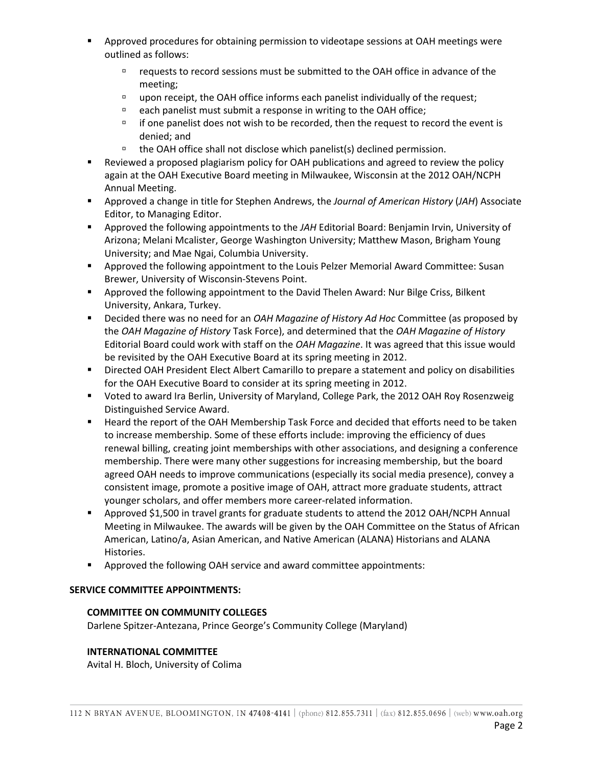- Approved procedures for obtaining permission to videotape sessions at OAH meetings were outlined as follows:
  - requests to record sessions must be submitted to the OAH office in advance of the meeting;
  - upon receipt, the OAH office informs each panelist individually of the request;
  - each panelist must submit a response in writing to the OAH office;
  - if one panelist does not wish to be recorded, then the request to record the event is denied; and
  - the OAH office shall not disclose which panelist(s) declined permission.
- Reviewed a proposed plagiarism policy for OAH publications and agreed to review the policy again at the OAH Executive Board meeting in Milwaukee, Wisconsin at the 2012 OAH/NCPH Annual Meeting.
- Approved a change in title for Stephen Andrews, the *Journal of American History* (*JAH*) Associate Editor, to Managing Editor.
- Approved the following appointments to the *JAH* Editorial Board: Benjamin Irvin, University of Arizona; Melani Mcalister, George Washington University; Matthew Mason, Brigham Young University; and Mae Ngai, Columbia University.
- Approved the following appointment to the Louis Pelzer Memorial Award Committee: Susan Brewer, University of Wisconsin-Stevens Point.
- Approved the following appointment to the David Thelen Award: Nur Bilge Criss, Bilkent University, Ankara, Turkey.
- Decided there was no need for an *OAH Magazine of History Ad Hoc* Committee (as proposed by the *OAH Magazine of History* Task Force), and determined that the *OAH Magazine of History* Editorial Board could work with staff on the *OAH Magazine*. It was agreed that this issue would be revisited by the OAH Executive Board at its spring meeting in 2012.
- Directed OAH President Elect Albert Camarillo to prepare a statement and policy on disabilities for the OAH Executive Board to consider at its spring meeting in 2012.
- Voted to award Ira Berlin, University of Maryland, College Park, the 2012 OAH Roy Rosenzweig Distinguished Service Award.
- Heard the report of the OAH Membership Task Force and decided that efforts need to be taken to increase membership. Some of these efforts include: improving the efficiency of dues renewal billing, creating joint memberships with other associations, and designing a conference membership. There were many other suggestions for increasing membership, but the board agreed OAH needs to improve communications (especially its social media presence), convey a consistent image, promote a positive image of OAH, attract more graduate students, attract younger scholars, and offer members more career-related information.
- Approved $1,500 in travel grants for graduate students to attend the 2012 OAH/NCPH Annual Meeting in Milwaukee. The awards will be given by the OAH Committee on the Status of African American, Latino/a, Asian American, and Native American (ALANA) Historians and ALANA Histories.
- Approved the following OAH service and award committee appointments:

**SERVICE COMMITTEE APPOINTMENTS:**

**COMMITTEE ON COMMUNITY COLLEGES**

Darlene Spitzer-Antezana, Prince George's Community College (Maryland)

**INTERNATIONAL COMMITTEE**

Avital H. Bloch, University of Colima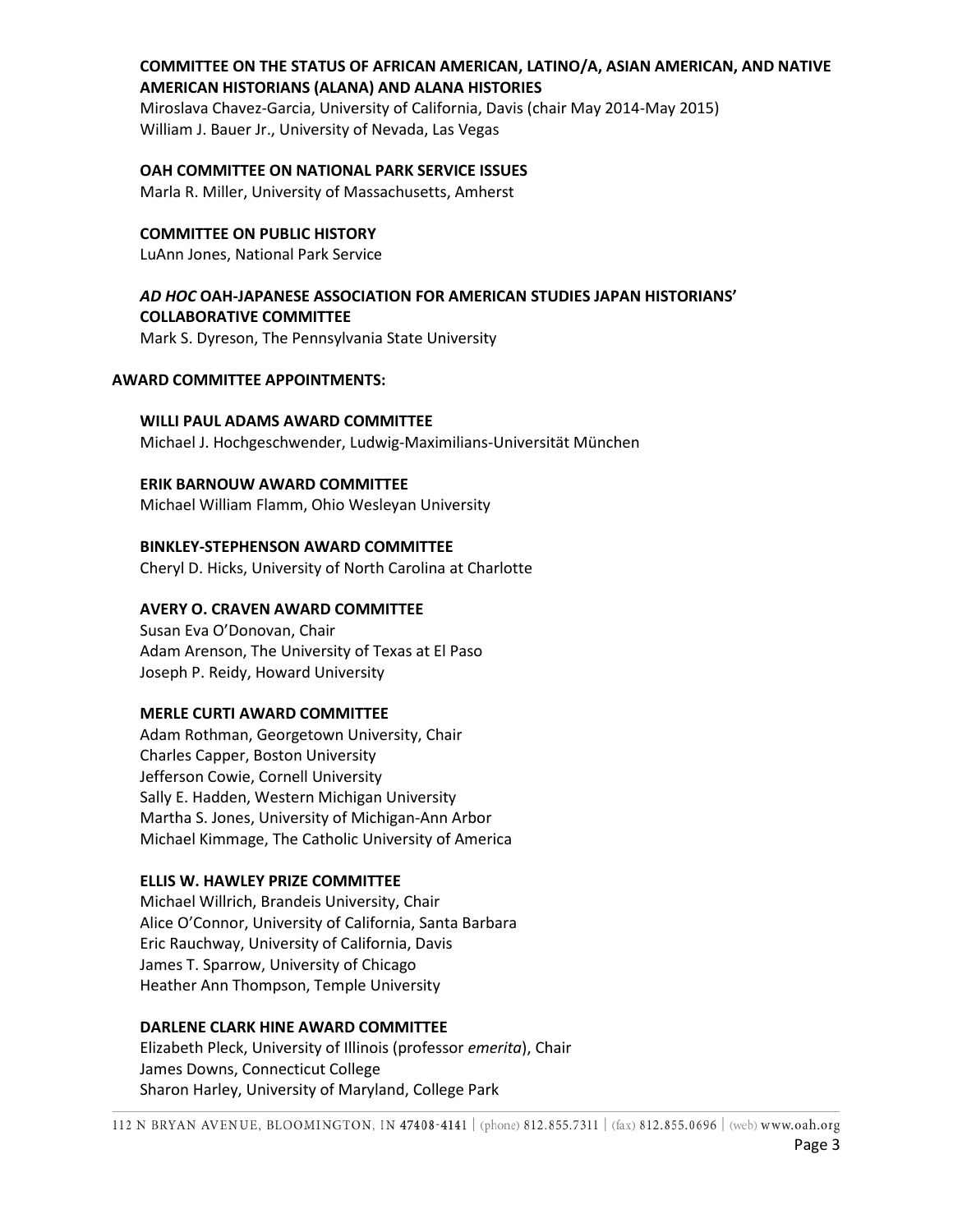**COMMITTEE ON THE STATUS OF AFRICAN AMERICAN, LATINO/A, ASIAN AMERICAN, AND NATIVE AMERICAN HISTORIANS (ALANA) AND ALANA HISTORIES**

Miroslava Chavez-Garcia, University of California, Davis (chair May 2014-May 2015)
William J. Bauer Jr., University of Nevada, Las Vegas

**OAH COMMITTEE ON NATIONAL PARK SERVICE ISSUES**

Marla R. Miller, University of Massachusetts, Amherst

**COMMITTEE ON PUBLIC HISTORY**

LuAnn Jones, National Park Service

***AD HOC* OAH-JAPANESE ASSOCIATION FOR AMERICAN STUDIES JAPAN HISTORIANS' COLLABORATIVE COMMITTEE**

Mark S. Dyreson, The Pennsylvania State University

**AWARD COMMITTEE APPOINTMENTS:**

**WILLI PAUL ADAMS AWARD COMMITTEE**

Michael J. Hochgeschwender, Ludwig-Maximilians-Universität München

**ERIK BARNOUW AWARD COMMITTEE**

Michael William Flamm, Ohio Wesleyan University

**BINKLEY-STEPHENSON AWARD COMMITTEE**

Cheryl D. Hicks, University of North Carolina at Charlotte

**AVERY O. CRAVEN AWARD COMMITTEE**

Susan Eva O'Donovan, Chair
Adam Arenson, The University of Texas at El Paso
Joseph P. Reidy, Howard University

**MERLE CURTI AWARD COMMITTEE**

Adam Rothman, Georgetown University, Chair
Charles Capper, Boston University
Jefferson Cowie, Cornell University
Sally E. Hadden, Western Michigan University
Martha S. Jones, University of Michigan-Ann Arbor
Michael Kimmage, The Catholic University of America

**ELLIS W. HAWLEY PRIZE COMMITTEE**

Michael Willrich, Brandeis University, Chair
Alice O'Connor, University of California, Santa Barbara
Eric Rauchway, University of California, Davis
James T. Sparrow, University of Chicago
Heather Ann Thompson, Temple University

**DARLENE CLARK HINE AWARD COMMITTEE**

Elizabeth Pleck, University of Illinois (professor *emerita*), Chair
James Downs, Connecticut College
Sharon Harley, University of Maryland, College Park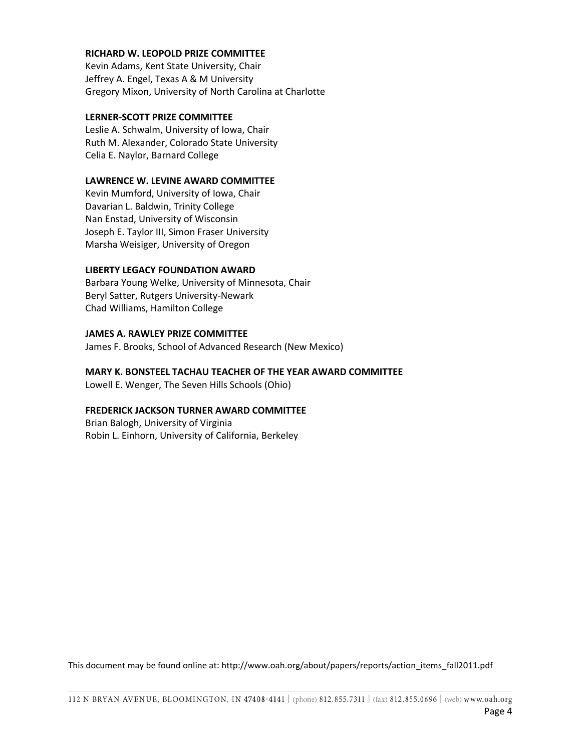**RICHARD W. LEOPOLD PRIZE COMMITTEE**
Kevin Adams, Kent State University, Chair
Jeffrey A. Engel, Texas A & M University
Gregory Mixon, University of North Carolina at Charlotte

**LERNER-SCOTT PRIZE COMMITTEE**
Leslie A. Schwalm, University of Iowa, Chair
Ruth M. Alexander, Colorado State University
Celia E. Naylor, Barnard College

**LAWRENCE W. LEVINE AWARD COMMITTEE**
Kevin Mumford, University of Iowa, Chair
Davarian L. Baldwin, Trinity College
Nan Enstad, University of Wisconsin
Joseph E. Taylor III, Simon Fraser University
Marsha Weisiger, University of Oregon

**LIBERTY LEGACY FOUNDATION AWARD**
Barbara Young Welke, University of Minnesota, Chair
Beryl Satter, Rutgers University-Newark
Chad Williams, Hamilton College

**JAMES A. RAWLEY PRIZE COMMITTEE**
James F. Brooks, School of Advanced Research (New Mexico)

**MARY K. BONSTEEL TACHAU TEACHER OF THE YEAR AWARD COMMITTEE**
Lowell E. Wenger, The Seven Hills Schools (Ohio)

**FREDERICK JACKSON TURNER AWARD COMMITTEE**
Brian Balogh, University of Virginia
Robin L. Einhorn, University of California, Berkeley

This document may be found online at: http://www.oah.org/about/papers/reports/action_items_fall2011.pdf